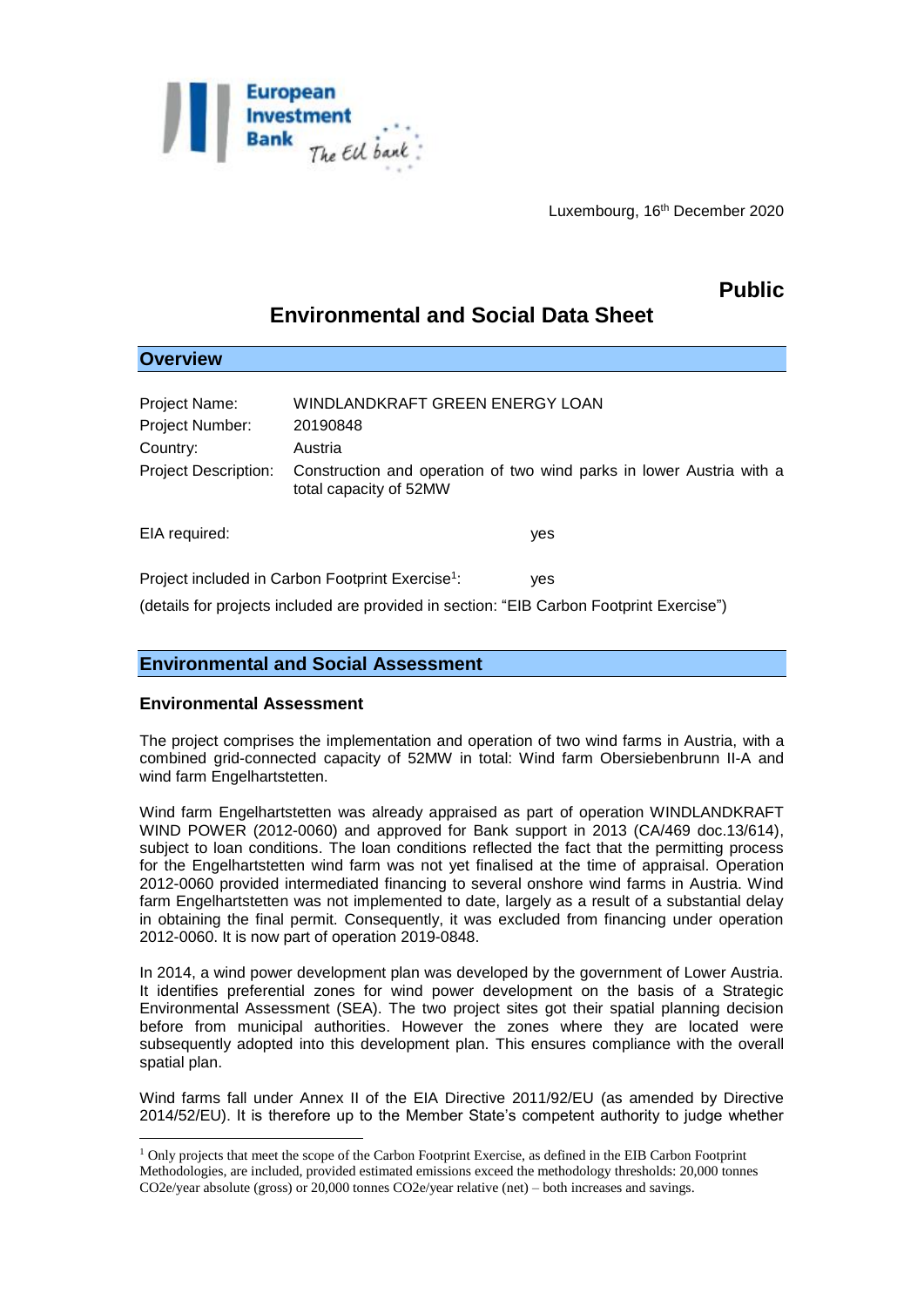Luxembourg, 16th December 2020

**Public**

# Environmental and Social Data Sheet

## Overview

| | |
|---|---|
| Project Name: | WINDLANDKRAFT GREEN ENERGY LOAN |
| Project Number: | 20190848 |
| Country: | Austria |
| Project Description: | Construction and operation of two wind parks in lower Austria with a total capacity of 52MW |

EIA required: yes

Project included in Carbon Footprint Exercise[1]: yes

(details for projects included are provided in section: "EIB Carbon Footprint Exercise")

## Environmental and Social Assessment

### Environmental Assessment

The project comprises the implementation and operation of two wind farms in Austria, with a combined grid-connected capacity of 52MW in total: Wind farm Obersiebenbrunn II-A and wind farm Engelhartstetten.

Wind farm Engelhartstetten was already appraised as part of operation WINDLANDKRAFT WIND POWER (2012-0060) and approved for Bank support in 2013 (CA/469 doc.13/614), subject to loan conditions. The loan conditions reflected the fact that the permitting process for the Engelhartstetten wind farm was not yet finalised at the time of appraisal. Operation 2012-0060 provided intermediated financing to several onshore wind farms in Austria. Wind farm Engelhartstetten was not implemented to date, largely as a result of a substantial delay in obtaining the final permit. Consequently, it was excluded from financing under operation 2012-0060. It is now part of operation 2019-0848.

In 2014, a wind power development plan was developed by the government of Lower Austria. It identifies preferential zones for wind power development on the basis of a Strategic Environmental Assessment (SEA). The two project sites got their spatial planning decision before from municipal authorities. However the zones where they are located were subsequently adopted into this development plan. This ensures compliance with the overall spatial plan.

Wind farms fall under Annex II of the EIA Directive 2011/92/EU (as amended by Directive 2014/52/EU). It is therefore up to the Member State's competent authority to judge whether

[1] Only projects that meet the scope of the Carbon Footprint Exercise, as defined in the EIB Carbon Footprint Methodologies, are included, provided estimated emissions exceed the methodology thresholds: 20,000 tonnes $CO_2e$/year absolute (gross) or 20,000 tonnes $CO_2e$/year relative (net) – both increases and savings.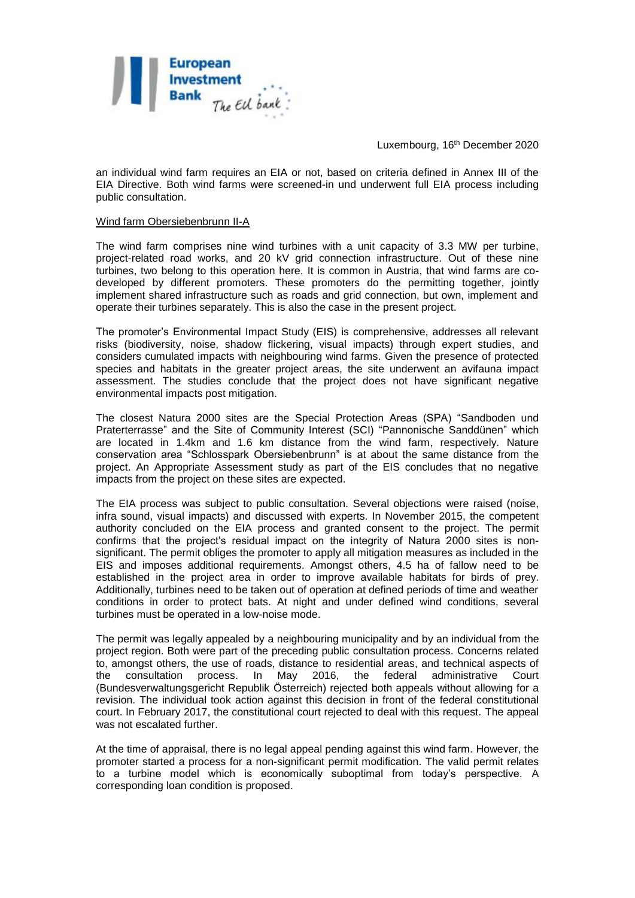an individual wind farm requires an EIA or not, based on criteria defined in Annex III of the EIA Directive. Both wind farms were screened-in und underwent full EIA process including public consultation.

Wind farm Obersiebenbrunn II-A

The wind farm comprises nine wind turbines with a unit capacity of 3.3 MW per turbine, project-related road works, and 20 kV grid connection infrastructure. Out of these nine turbines, two belong to this operation here. It is common in Austria, that wind farms are co-developed by different promoters. These promoters do the permitting together, jointly implement shared infrastructure such as roads and grid connection, but own, implement and operate their turbines separately. This is also the case in the present project.

The promoter's Environmental Impact Study (EIS) is comprehensive, addresses all relevant risks (biodiversity, noise, shadow flickering, visual impacts) through expert studies, and considers cumulated impacts with neighbouring wind farms. Given the presence of protected species and habitats in the greater project areas, the site underwent an avifauna impact assessment. The studies conclude that the project does not have significant negative environmental impacts post mitigation.

The closest Natura 2000 sites are the Special Protection Areas (SPA) "Sandboden und Praterterrasse" and the Site of Community Interest (SCI) "Pannonische Sanddünen" which are located in 1.4km and 1.6 km distance from the wind farm, respectively. Nature conservation area "Schlosspark Obersiebenbrunn" is at about the same distance from the project. An Appropriate Assessment study as part of the EIS concludes that no negative impacts from the project on these sites are expected.

The EIA process was subject to public consultation. Several objections were raised (noise, infra sound, visual impacts) and discussed with experts. In November 2015, the competent authority concluded on the EIA process and granted consent to the project. The permit confirms that the project's residual impact on the integrity of Natura 2000 sites is non-significant. The permit obliges the promoter to apply all mitigation measures as included in the EIS and imposes additional requirements. Amongst others, 4.5 ha of fallow need to be established in the project area in order to improve available habitats for birds of prey. Additionally, turbines need to be taken out of operation at defined periods of time and weather conditions in order to protect bats. At night and under defined wind conditions, several turbines must be operated in a low-noise mode.

The permit was legally appealed by a neighbouring municipality and by an individual from the project region. Both were part of the preceding public consultation process. Concerns related to, amongst others, the use of roads, distance to residential areas, and technical aspects of the consultation process. In May 2016, the federal administrative Court (Bundesverwaltungsgericht Republik Österreich) rejected both appeals without allowing for a revision. The individual took action against this decision in front of the federal constitutional court. In February 2017, the constitutional court rejected to deal with this request. The appeal was not escalated further.

At the time of appraisal, there is no legal appeal pending against this wind farm. However, the promoter started a process for a non-significant permit modification. The valid permit relates to a turbine model which is economically suboptimal from today's perspective. A corresponding loan condition is proposed.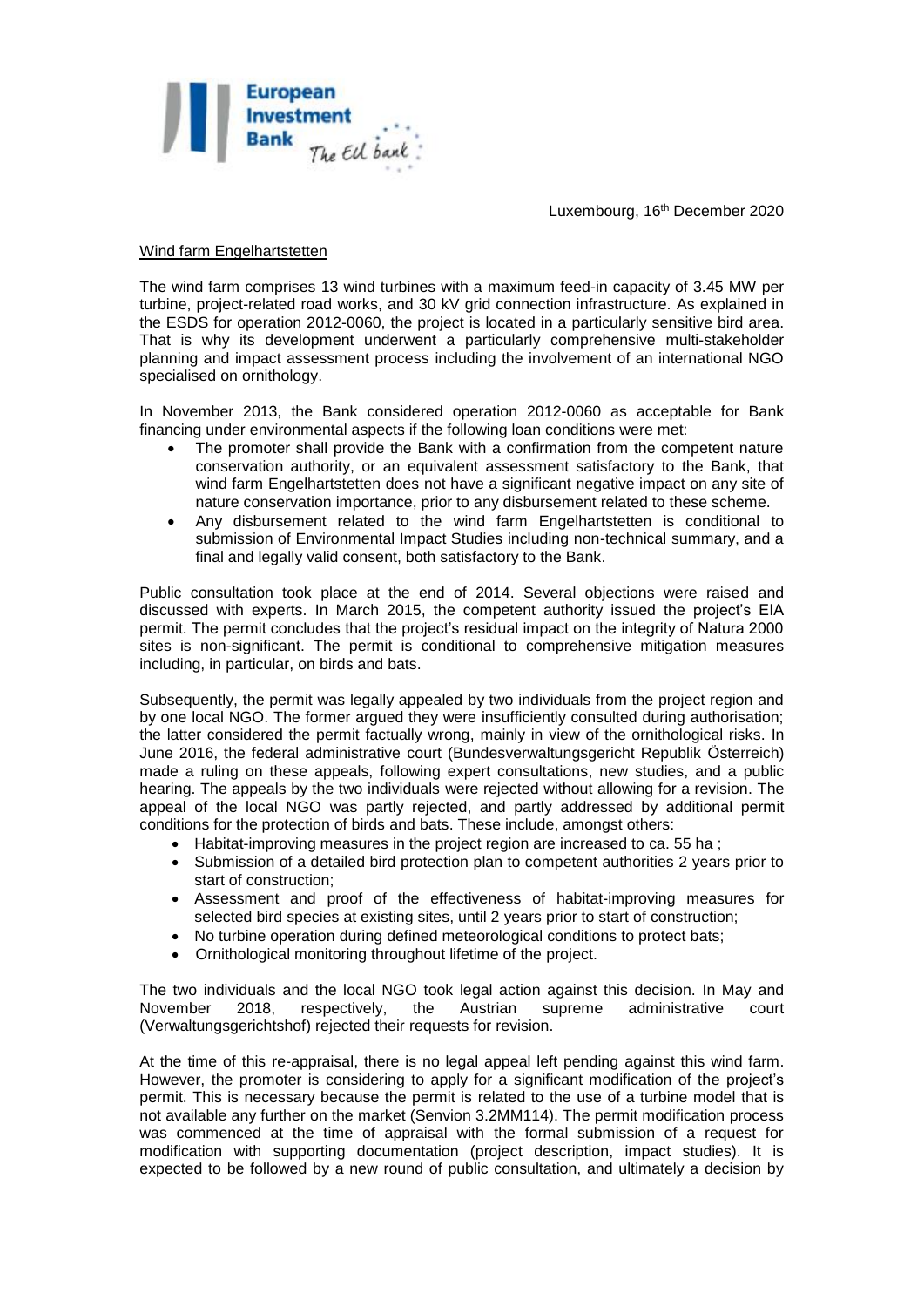Luxembourg, 16th December 2020

Wind farm Engelhartstetten

The wind farm comprises 13 wind turbines with a maximum feed-in capacity of 3.45 MW per turbine, project-related road works, and 30 kV grid connection infrastructure. As explained in the ESDS for operation 2012-0060, the project is located in a particularly sensitive bird area. That is why its development underwent a particularly comprehensive multi-stakeholder planning and impact assessment process including the involvement of an international NGO specialised on ornithology.

In November 2013, the Bank considered operation 2012-0060 as acceptable for Bank financing under environmental aspects if the following loan conditions were met:

- The promoter shall provide the Bank with a confirmation from the competent nature conservation authority, or an equivalent assessment satisfactory to the Bank, that wind farm Engelhartstetten does not have a significant negative impact on any site of nature conservation importance, prior to any disbursement related to these scheme.
- Any disbursement related to the wind farm Engelhartstetten is conditional to submission of Environmental Impact Studies including non-technical summary, and a final and legally valid consent, both satisfactory to the Bank.

Public consultation took place at the end of 2014. Several objections were raised and discussed with experts. In March 2015, the competent authority issued the project's EIA permit. The permit concludes that the project's residual impact on the integrity of Natura 2000 sites is non-significant. The permit is conditional to comprehensive mitigation measures including, in particular, on birds and bats.

Subsequently, the permit was legally appealed by two individuals from the project region and by one local NGO. The former argued they were insufficiently consulted during authorisation; the latter considered the permit factually wrong, mainly in view of the ornithological risks. In June 2016, the federal administrative court (Bundesverwaltungsgericht Republik Österreich) made a ruling on these appeals, following expert consultations, new studies, and a public hearing. The appeals by the two individuals were rejected without allowing for a revision. The appeal of the local NGO was partly rejected, and partly addressed by additional permit conditions for the protection of birds and bats. These include, amongst others:

- Habitat-improving measures in the project region are increased to ca. 55 ha ;
- Submission of a detailed bird protection plan to competent authorities 2 years prior to start of construction;
- Assessment and proof of the effectiveness of habitat-improving measures for selected bird species at existing sites, until 2 years prior to start of construction;
- No turbine operation during defined meteorological conditions to protect bats;
- Ornithological monitoring throughout lifetime of the project.

The two individuals and the local NGO took legal action against this decision. In May and November 2018, respectively, the Austrian supreme administrative court (Verwaltungsgerichtshof) rejected their requests for revision.

At the time of this re-appraisal, there is no legal appeal left pending against this wind farm. However, the promoter is considering to apply for a significant modification of the project's permit. This is necessary because the permit is related to the use of a turbine model that is not available any further on the market (Senvion 3.2MM114). The permit modification process was commenced at the time of appraisal with the formal submission of a request for modification with supporting documentation (project description, impact studies). It is expected to be followed by a new round of public consultation, and ultimately a decision by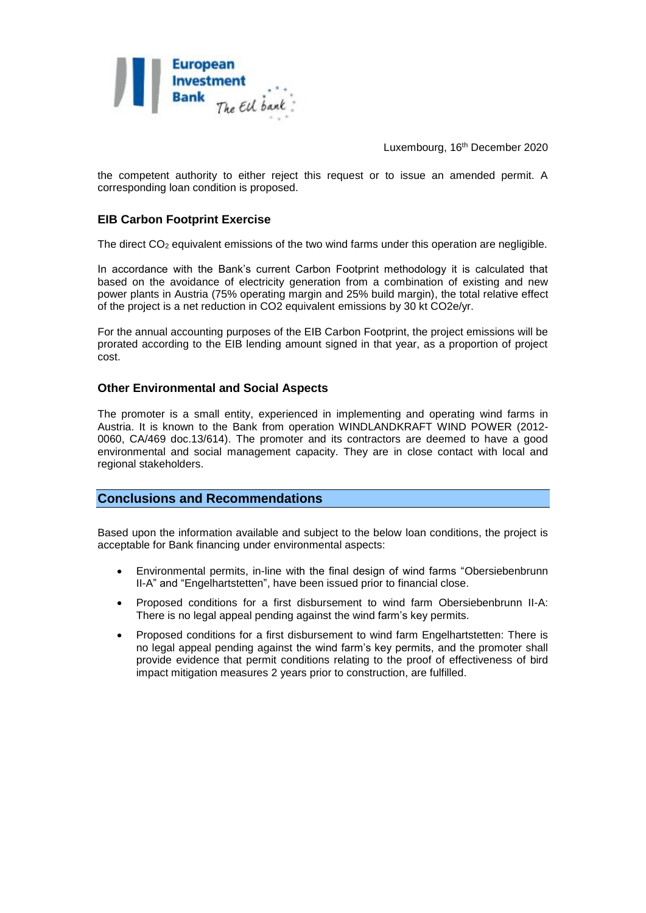the competent authority to either reject this request or to issue an amended permit. A corresponding loan condition is proposed.

### EIB Carbon Footprint Exercise

The direct $CO_2$ equivalent emissions of the two wind farms under this operation are negligible.

In accordance with the Bank's current Carbon Footprint methodology it is calculated that based on the avoidance of electricity generation from a combination of existing and new power plants in Austria (75% operating margin and 25% build margin), the total relative effect of the project is a net reduction in CO2 equivalent emissions by 30 kt CO2e/yr.

For the annual accounting purposes of the EIB Carbon Footprint, the project emissions will be prorated according to the EIB lending amount signed in that year, as a proportion of project cost.

### Other Environmental and Social Aspects

The promoter is a small entity, experienced in implementing and operating wind farms in Austria. It is known to the Bank from operation WINDLANDKRAFT WIND POWER (2012-0060, CA/469 doc.13/614). The promoter and its contractors are deemed to have a good environmental and social management capacity. They are in close contact with local and regional stakeholders.

## Conclusions and Recommendations

Based upon the information available and subject to the below loan conditions, the project is acceptable for Bank financing under environmental aspects:

- Environmental permits, in-line with the final design of wind farms "Obersiebenbrunn II-A" and "Engelhartstetten", have been issued prior to financial close.
- Proposed conditions for a first disbursement to wind farm Obersiebenbrunn II-A: There is no legal appeal pending against the wind farm's key permits.
- Proposed conditions for a first disbursement to wind farm Engelhartstetten: There is no legal appeal pending against the wind farm's key permits, and the promoter shall provide evidence that permit conditions relating to the proof of effectiveness of bird impact mitigation measures 2 years prior to construction, are fulfilled.